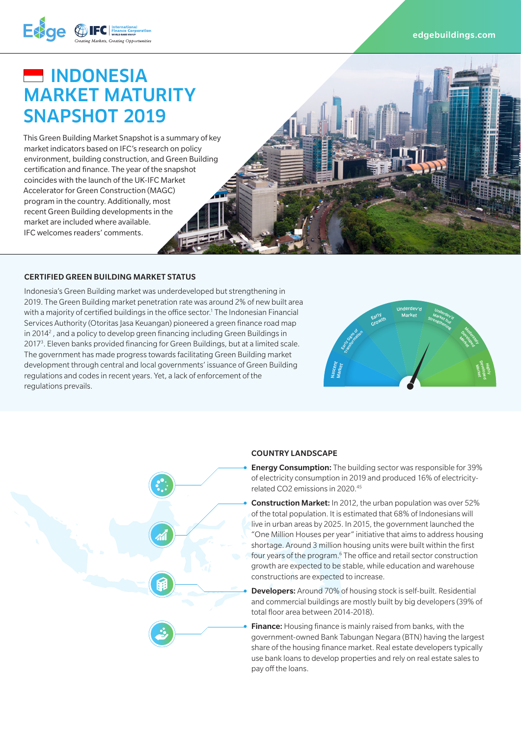edgebuildings.com

# INDONESIA MARKET MATURITY SNAPSHOT 2019

This Green Building Market Snapshot is a summary of key market indicators based on IFC's research on policy environment, building construction, and Green Building certification and finance. The year of the snapshot coincides with the launch of the UK-IFC Market Accelerator for Green Construction (MAGC) program in the country. Additionally, most recent Green Building developments in the market are included where available. IFC welcomes readers' comments.

## CERTIFIED GREEN BUILDING MARKET STATUS

Indonesia's Green Building market was underdeveloped but strengthening in 2019. The Green Building market penetration rate was around 2% of new built area with a majority of certified buildings in the office sector.[1] The Indonesian Financial Services Authority (Otoritas Jasa Keuangan) pioneered a green finance road map in 2014[2], and a policy to develop green financing including Green Buildings in 2017[3]. Eleven banks provided financing for Green Buildings, but at a limited scale. The government has made progress towards facilitating Green Building market development through central and local governments' issuance of Green Building regulations and codes in recent years. Yet, a lack of enforcement of the regulations prevails.

Nascent Market | Early Signs of Transformation | Early Growth | Underdev'd Market | Underdev'd Market but Strengthening | Moderately Developed Market | Highly Developed Market

## COUNTRY LANDSCAPE

- **Energy Consumption:** The building sector was responsible for 39% of electricity consumption in 2019 and produced 16% of electricity-related $CO_2$ emissions in 2020.[4,5]
- **Construction Market:** In 2012, the urban population was over 52% of the total population. It is estimated that 68% of Indonesians will live in urban areas by 2025. In 2015, the government launched the "One Million Houses per year" initiative that aims to address housing shortage. Around 3 million housing units were built within the first four years of the program.[6] The office and retail sector construction growth are expected to be stable, while education and warehouse constructions are expected to increase.
- **Developers:** Around 70% of housing stock is self-built. Residential and commercial buildings are mostly built by big developers (39% of total floor area between 2014-2018).
- **Finance:** Housing finance is mainly raised from banks, with the government-owned Bank Tabungan Negara (BTN) having the largest share of the housing finance market. Real estate developers typically use bank loans to develop properties and rely on real estate sales to pay off the loans.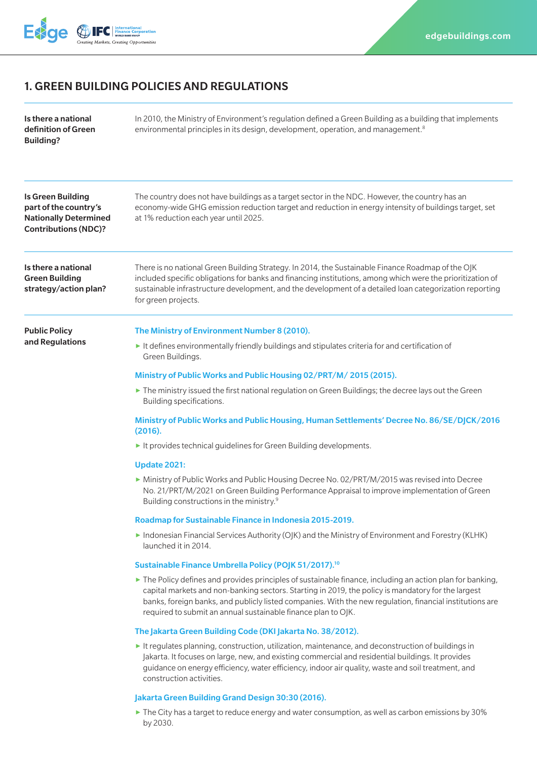## 1. GREEN BUILDING POLICIES AND REGULATIONS

| | |
|---|---|
| **Is there a national definition of Green Building?** | In 2010, the Ministry of Environment's regulation defined a Green Building as a building that implements environmental principles in its design, development, operation, and management.[8] |
| **Is Green Building part of the country's Nationally Determined Contributions (NDC)?** | The country does not have buildings as a target sector in the NDC. However, the country has an economy-wide GHG emission reduction target and reduction in energy intensity of buildings target, set at 1% reduction each year until 2025. |
| **Is there a national Green Building strategy/action plan?** | There is no national Green Building Strategy. In 2014, the Sustainable Finance Roadmap of the OJK included specific obligations for banks and financing institutions, among which were the prioritization of sustainable infrastructure development, and the development of a detailed loan categorization reporting for green projects. |

**Public Policy and Regulations**

**The Ministry of Environment Number 8 (2010).**

- It defines environmentally friendly buildings and stipulates criteria for and certification of Green Buildings.

**Ministry of Public Works and Public Housing 02/PRT/M/ 2015 (2015).**

- The ministry issued the first national regulation on Green Buildings; the decree lays out the Green Building specifications.

**Ministry of Public Works and Public Housing, Human Settlements' Decree No. 86/SE/DJCK/2016 (2016).**

- It provides technical guidelines for Green Building developments.

**Update 2021:**

- Ministry of Public Works and Public Housing Decree No. 02/PRT/M/2015 was revised into Decree No. 21/PRT/M/2021 on Green Building Performance Appraisal to improve implementation of Green Building constructions in the ministry.[9]

**Roadmap for Sustainable Finance in Indonesia 2015-2019.**

- Indonesian Financial Services Authority (OJK) and the Ministry of Environment and Forestry (KLHK) launched it in 2014.

**Sustainable Finance Umbrella Policy (POJK 51/2017).[10]**

- The Policy defines and provides principles of sustainable finance, including an action plan for banking, capital markets and non-banking sectors. Starting in 2019, the policy is mandatory for the largest banks, foreign banks, and publicly listed companies. With the new regulation, financial institutions are required to submit an annual sustainable finance plan to OJK.

**The Jakarta Green Building Code (DKI Jakarta No. 38/2012).**

- It regulates planning, construction, utilization, maintenance, and deconstruction of buildings in Jakarta. It focuses on large, new, and existing commercial and residential buildings. It provides guidance on energy efficiency, water efficiency, indoor air quality, waste and soil treatment, and construction activities.

**Jakarta Green Building Grand Design 30:30 (2016).**

- The City has a target to reduce energy and water consumption, as well as carbon emissions by 30% by 2030.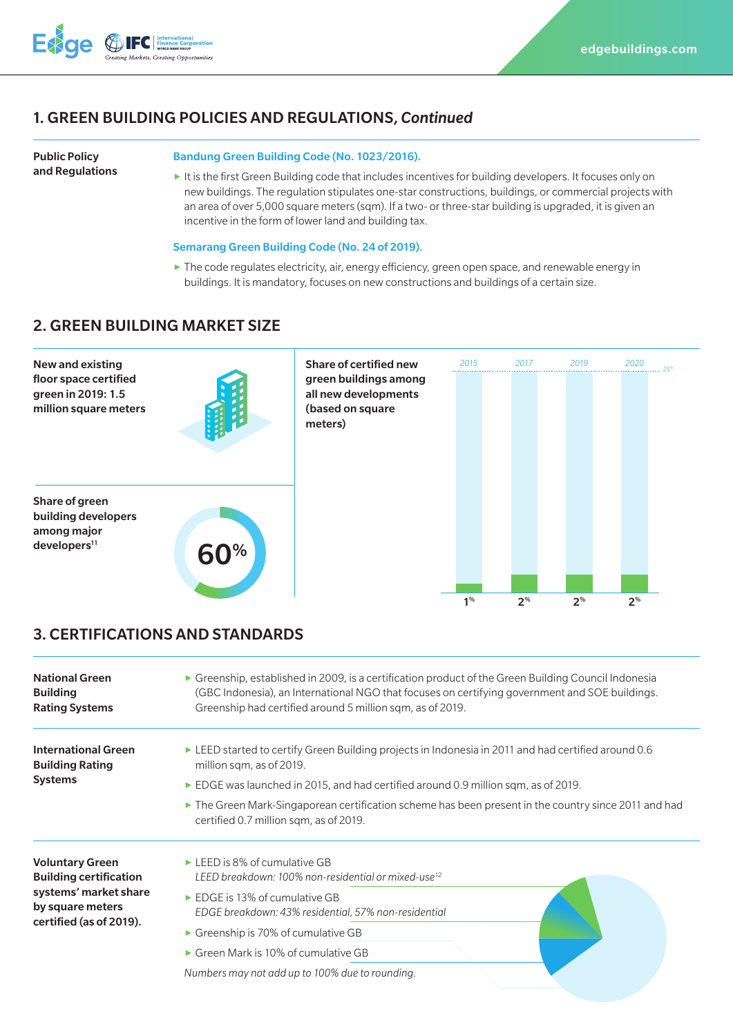## 1. GREEN BUILDING POLICIES AND REGULATIONS, *Continued*

**Public Policy and Regulations**

**Bandung Green Building Code (No. 1023/2016).**

- It is the first Green Building code that includes incentives for building developers. It focuses only on new buildings. The regulation stipulates one-star constructions, buildings, or commercial projects with an area of over 5,000 square meters (sqm). If a two- or three-star building is upgraded, it is given an incentive in the form of lower land and building tax.

**Semarang Green Building Code (No. 24 of 2019).**

- The code regulates electricity, air, energy efficiency, green open space, and renewable energy in buildings. It is mandatory, focuses on new constructions and buildings of a certain size.

## 2. GREEN BUILDING MARKET SIZE

**New and existing floor space certified green in 2019: 1.5 million square meters**

**Share of green building developers among major developers[11]**

60%

**Share of certified new green buildings among all new developments (based on square meters)**

| 2015 | 2017 | 2019 | 2020 |
|---|---|---|---|
| 1% | 2% | 2% | 2% |

25%

## 3. CERTIFICATIONS AND STANDARDS

**National Green Building Rating Systems**

- Greenship, established in 2009, is a certification product of the Green Building Council Indonesia (GBC Indonesia), an International NGO that focuses on certifying government and SOE buildings. Greenship had certified around 5 million sqm, as of 2019.

**International Green Building Rating Systems**

- LEED started to certify Green Building projects in Indonesia in 2011 and had certified around 0.6 million sqm, as of 2019.
- EDGE was launched in 2015, and had certified around 0.9 million sqm, as of 2019.
- The Green Mark-Singaporean certification scheme has been present in the country since 2011 and had certified 0.7 million sqm, as of 2019.

**Voluntary Green Building certification systems' market share by square meters certified (as of 2019).**

- LEED is 8% of cumulative GB
  *LEED breakdown: 100% non-residential or mixed-use[12]*
- EDGE is 13% of cumulative GB
  *EDGE breakdown: 43% residential, 57% non-residential*
- Greenship is 70% of cumulative GB
- Green Mark is 10% of cumulative GB

*Numbers may not add up to 100% due to rounding.*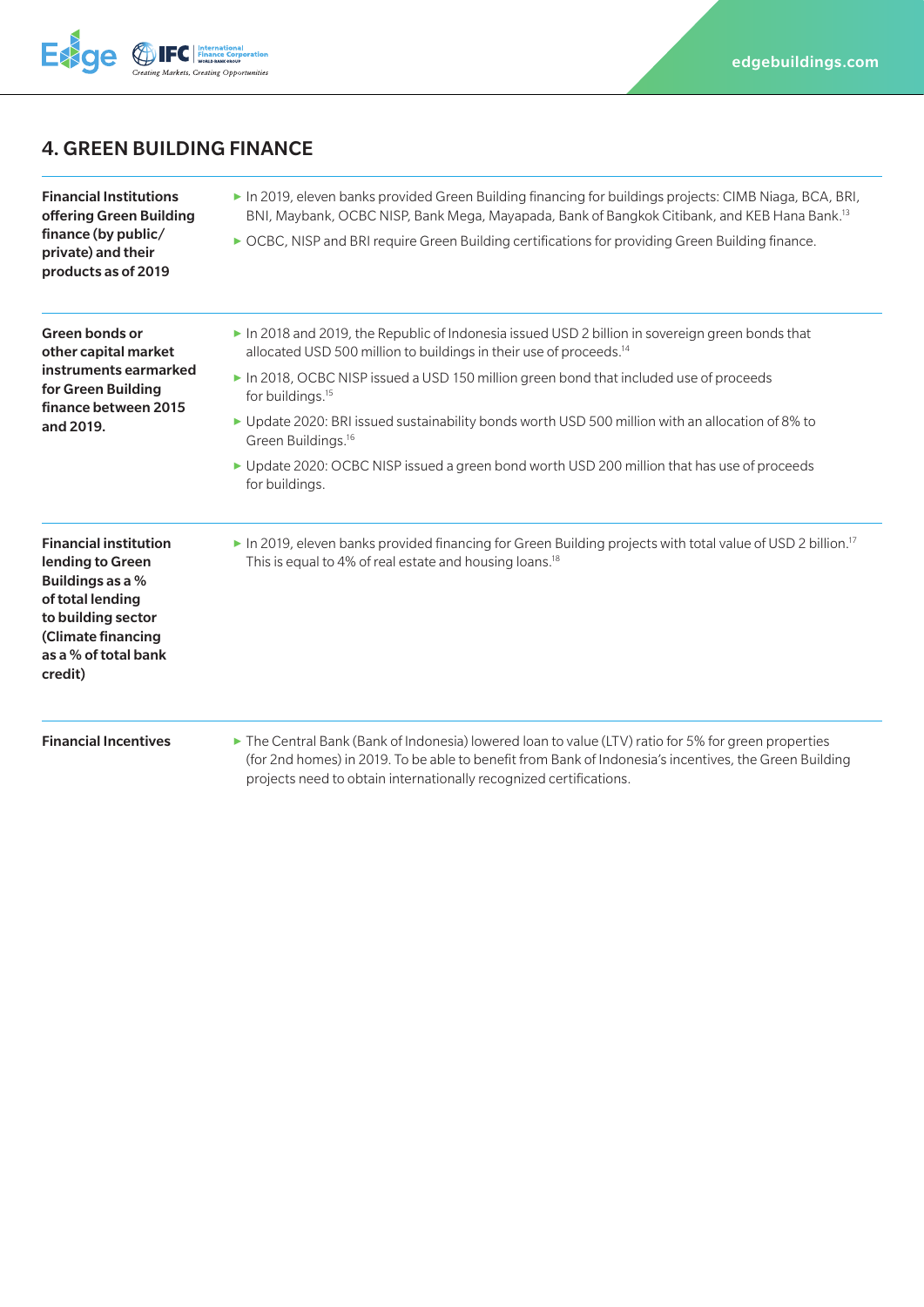## 4. GREEN BUILDING FINANCE

| | |
|---|---|
| **Financial Institutions offering Green Building finance (by public/private) and their products as of 2019** | ▸ In 2019, eleven banks provided Green Building financing for buildings projects: CIMB Niaga, BCA, BRI, BNI, Maybank, OCBC NISP, Bank Mega, Mayapada, Bank of Bangkok Citibank, and KEB Hana Bank.[13]<br>▸ OCBC, NISP and BRI require Green Building certifications for providing Green Building finance. |
| **Green bonds or other capital market instruments earmarked for Green Building finance between 2015 and 2019.** | ▸ In 2018 and 2019, the Republic of Indonesia issued USD 2 billion in sovereign green bonds that allocated USD 500 million to buildings in their use of proceeds.[14]<br>▸ In 2018, OCBC NISP issued a USD 150 million green bond that included use of proceeds for buildings.[15]<br>▸ Update 2020: BRI issued sustainability bonds worth USD 500 million with an allocation of 8% to Green Buildings.[16]<br>▸ Update 2020: OCBC NISP issued a green bond worth USD 200 million that has use of proceeds for buildings. |
| **Financial institution lending to Green Buildings as a % of total lending to building sector (Climate financing as a % of total bank credit)** | ▸ In 2019, eleven banks provided financing for Green Building projects with total value of USD 2 billion.[17] This is equal to 4% of real estate and housing loans.[18] |
| **Financial Incentives** | ▸ The Central Bank (Bank of Indonesia) lowered loan to value (LTV) ratio for 5% for green properties (for 2nd homes) in 2019. To be able to benefit from Bank of Indonesia's incentives, the Green Building projects need to obtain internationally recognized certifications. |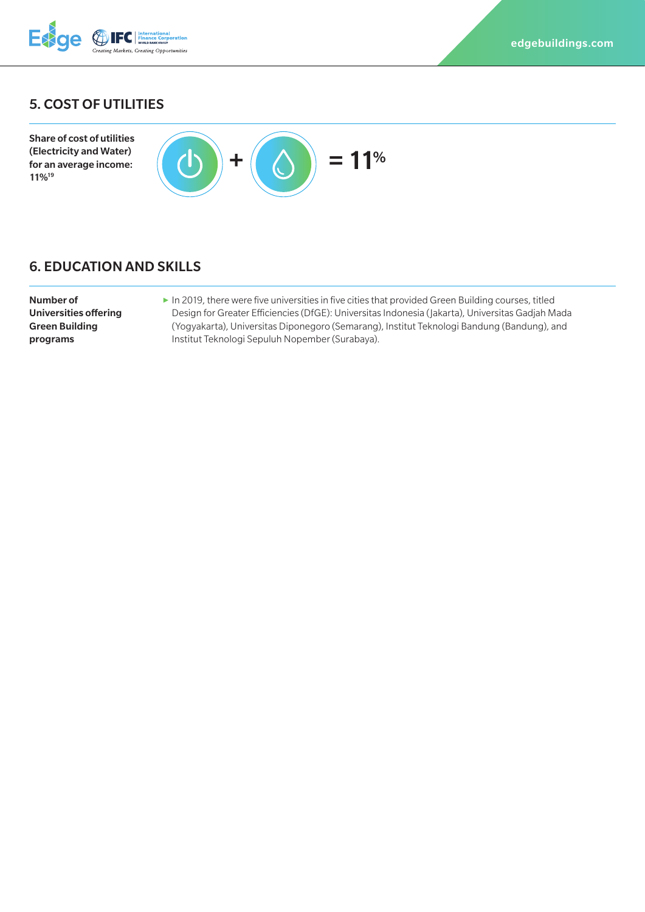## 5. COST OF UTILITIES

**Share of cost of utilities (Electricity and Water) for an average income: 11%[19]**

+ = 11%

## 6. EDUCATION AND SKILLS

**Number of Universities offering Green Building programs**

- In 2019, there were five universities in five cities that provided Green Building courses, titled Design for Greater Efficiencies (DfGE): Universitas Indonesia (Jakarta), Universitas Gadjah Mada (Yogyakarta), Universitas Diponegoro (Semarang), Institut Teknologi Bandung (Bandung), and Institut Teknologi Sepuluh Nopember (Surabaya).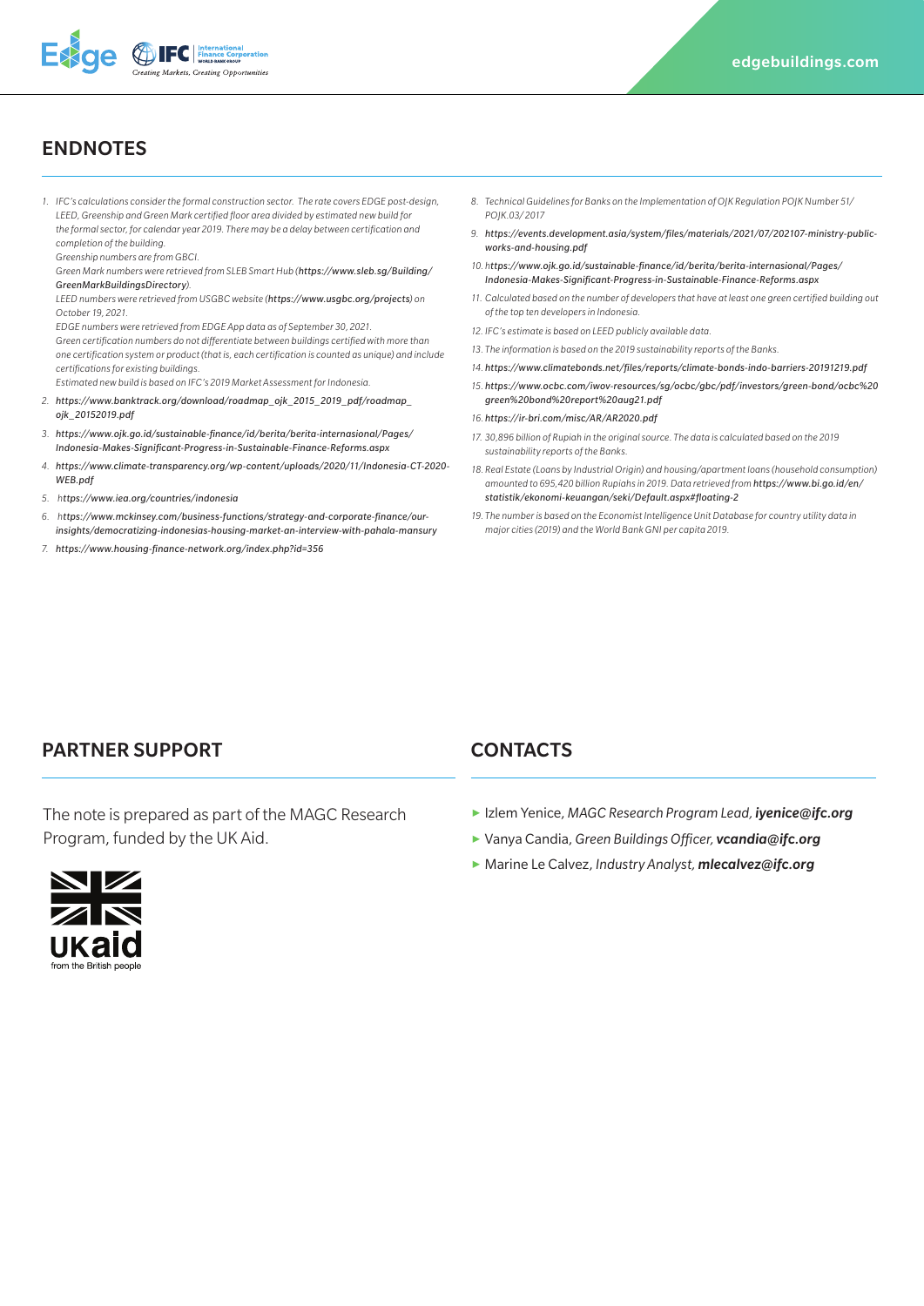## ENDNOTES

1. IFC's calculations consider the formal construction sector. The rate covers EDGE post-design, LEED, Greenship and Green Mark certified floor area divided by estimated new build for the formal sector, for calendar year 2019. There may be a delay between certification and completion of the building.
   Greenship numbers are from GBCI.
   Green Mark numbers were retrieved from SLEB Smart Hub (**https://www.sleb.sg/Building/GreenMarkBuildingsDirectory**).
   LEED numbers were retrieved from USGBC website (**https://www.usgbc.org/projects**) on October 19, 2021.
   EDGE numbers were retrieved from EDGE App data as of September 30, 2021.
   Green certification numbers do not differentiate between buildings certified with more than one certification system or product (that is, each certification is counted as unique) and include certifications for existing buildings.
   Estimated new build is based on IFC's 2019 Market Assessment for Indonesia.
2. **https://www.banktrack.org/download/roadmap_ojk_2015_2019_pdf/roadmap_ojk_20152019.pdf**
3. **https://www.ojk.go.id/sustainable-finance/id/berita/berita-internasional/Pages/Indonesia-Makes-Significant-Progress-in-Sustainable-Finance-Reforms.aspx**
4. **https://www.climate-transparency.org/wp-content/uploads/2020/11/Indonesia-CT-2020-WEB.pdf**
5. **https://www.iea.org/countries/indonesia**
6. **https://www.mckinsey.com/business-functions/strategy-and-corporate-finance/our-insights/democratizing-indonesias-housing-market-an-interview-with-pahala-mansury**
7. **https://www.housing-finance-network.org/index.php?id=356**
8. Technical Guidelines for Banks on the Implementation of OJK Regulation POJK Number 51/POJK.03/2017
9. **https://events.development.asia/system/files/materials/2021/07/202107-ministry-public-works-and-housing.pdf**
10. **https://www.ojk.go.id/sustainable-finance/id/berita/berita-internasional/Pages/Indonesia-Makes-Significant-Progress-in-Sustainable-Finance-Reforms.aspx**
11. Calculated based on the number of developers that have at least one green certified building out of the top ten developers in Indonesia.
12. IFC's estimate is based on LEED publicly available data.
13. The information is based on the 2019 sustainability reports of the Banks.
14. **https://www.climatebonds.net/files/reports/climate-bonds-indo-barriers-20191219.pdf**
15. **https://www.ocbc.com/iwov-resources/sg/ocbc/gbc/pdf/investors/green-bond/ocbc%20green%20bond%20report%20aug21.pdf**
16. **https://ir-bri.com/misc/AR/AR2020.pdf**
17. 30,896 billion of Rupiah in the original source. The data is calculated based on the 2019 sustainability reports of the Banks.
18. Real Estate (Loans by Industrial Origin) and housing/apartment loans (household consumption) amounted to 695,420 billion Rupiahs in 2019. Data retrieved from **https://www.bi.go.id/en/statistik/ekonomi-keuangan/seki/Default.aspx#floating-2**
19. The number is based on the Economist Intelligence Unit Database for country utility data in major cities (2019) and the World Bank GNI per capita 2019.

## PARTNER SUPPORT

The note is prepared as part of the MAGC Research Program, funded by the UK Aid.

UKaid from the British people

## CONTACTS

- Izlem Yenice, *MAGC Research Program Lead,* ***iyenice@ifc.org***
- Vanya Candia, *Green Buildings Officer,* ***vcandia@ifc.org***
- Marine Le Calvez, *Industry Analyst,* ***mlecalvez@ifc.org***